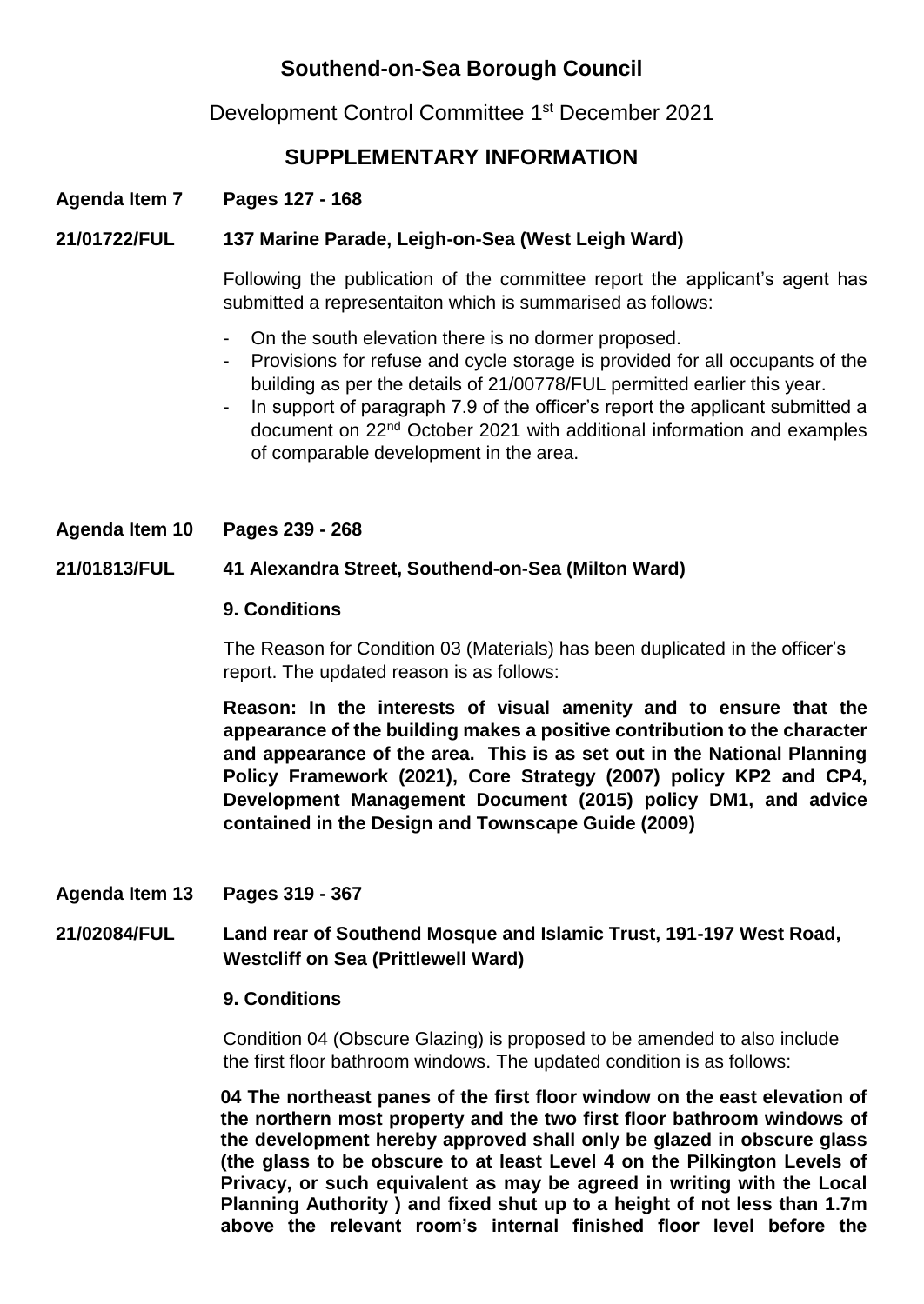# Southend-on-Sea Borough Council

Development Control Committee 1st December 2021

## SUPPLEMENTARY INFORMATION

**Agenda Item 7 Pages 127 - 168**

**21/01722/FUL 137 Marine Parade, Leigh-on-Sea (West Leigh Ward)**

Following the publication of the committee report the applicant's agent has submitted a representaiton which is summarised as follows:

- On the south elevation there is no dormer proposed.
- Provisions for refuse and cycle storage is provided for all occupants of the building as per the details of 21/00778/FUL permitted earlier this year.
- In support of paragraph 7.9 of the officer's report the applicant submitted a document on 22nd October 2021 with additional information and examples of comparable development in the area.

**Agenda Item 10 Pages 239 - 268**

**21/01813/FUL 41 Alexandra Street, Southend-on-Sea (Milton Ward)**

**9. Conditions**

The Reason for Condition 03 (Materials) has been duplicated in the officer's report. The updated reason is as follows:

**Reason: In the interests of visual amenity and to ensure that the appearance of the building makes a positive contribution to the character and appearance of the area. This is as set out in the National Planning Policy Framework (2021), Core Strategy (2007) policy KP2 and CP4, Development Management Document (2015) policy DM1, and advice contained in the Design and Townscape Guide (2009)**

**Agenda Item 13 Pages 319 - 367**

**21/02084/FUL Land rear of Southend Mosque and Islamic Trust, 191-197 West Road, Westcliff on Sea (Prittlewell Ward)**

**9. Conditions**

Condition 04 (Obscure Glazing) is proposed to be amended to also include the first floor bathroom windows. The updated condition is as follows:

**04 The northeast panes of the first floor window on the east elevation of the northern most property and the two first floor bathroom windows of the development hereby approved shall only be glazed in obscure glass (the glass to be obscure to at least Level 4 on the Pilkington Levels of Privacy, or such equivalent as may be agreed in writing with the Local Planning Authority ) and fixed shut up to a height of not less than 1.7m above the relevant room's internal finished floor level before the**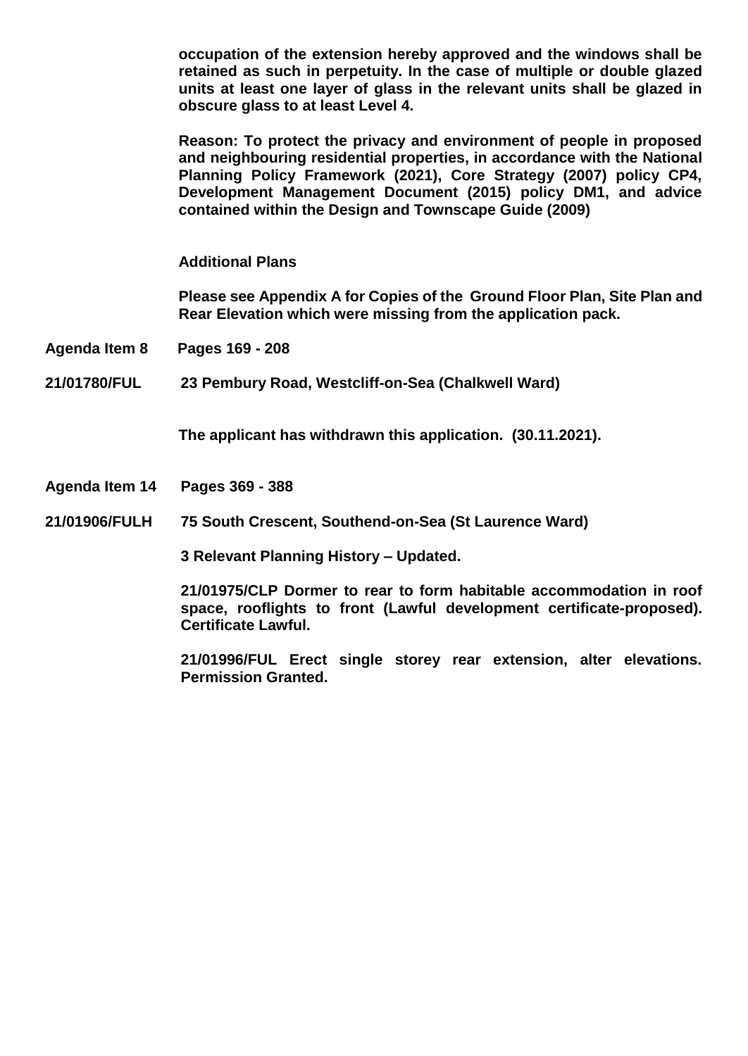**occupation of the extension hereby approved and the windows shall be retained as such in perpetuity. In the case of multiple or double glazed units at least one layer of glass in the relevant units shall be glazed in obscure glass to at least Level 4.**

**Reason: To protect the privacy and environment of people in proposed and neighbouring residential properties, in accordance with the National Planning Policy Framework (2021), Core Strategy (2007) policy CP4, Development Management Document (2015) policy DM1, and advice contained within the Design and Townscape Guide (2009)**

**Additional Plans**

**Please see Appendix A for Copies of the Ground Floor Plan, Site Plan and Rear Elevation which were missing from the application pack.**

**Agenda Item 8 Pages 169 - 208**

**21/01780/FUL 23 Pembury Road, Westcliff-on-Sea (Chalkwell Ward)**

**The applicant has withdrawn this application. (30.11.2021).**

**Agenda Item 14 Pages 369 - 388**

**21/01906/FULH 75 South Crescent, Southend-on-Sea (St Laurence Ward)**

**3 Relevant Planning History – Updated.**

**21/01975/CLP Dormer to rear to form habitable accommodation in roof space, rooflights to front (Lawful development certificate-proposed). Certificate Lawful.**

**21/01996/FUL Erect single storey rear extension, alter elevations. Permission Granted.**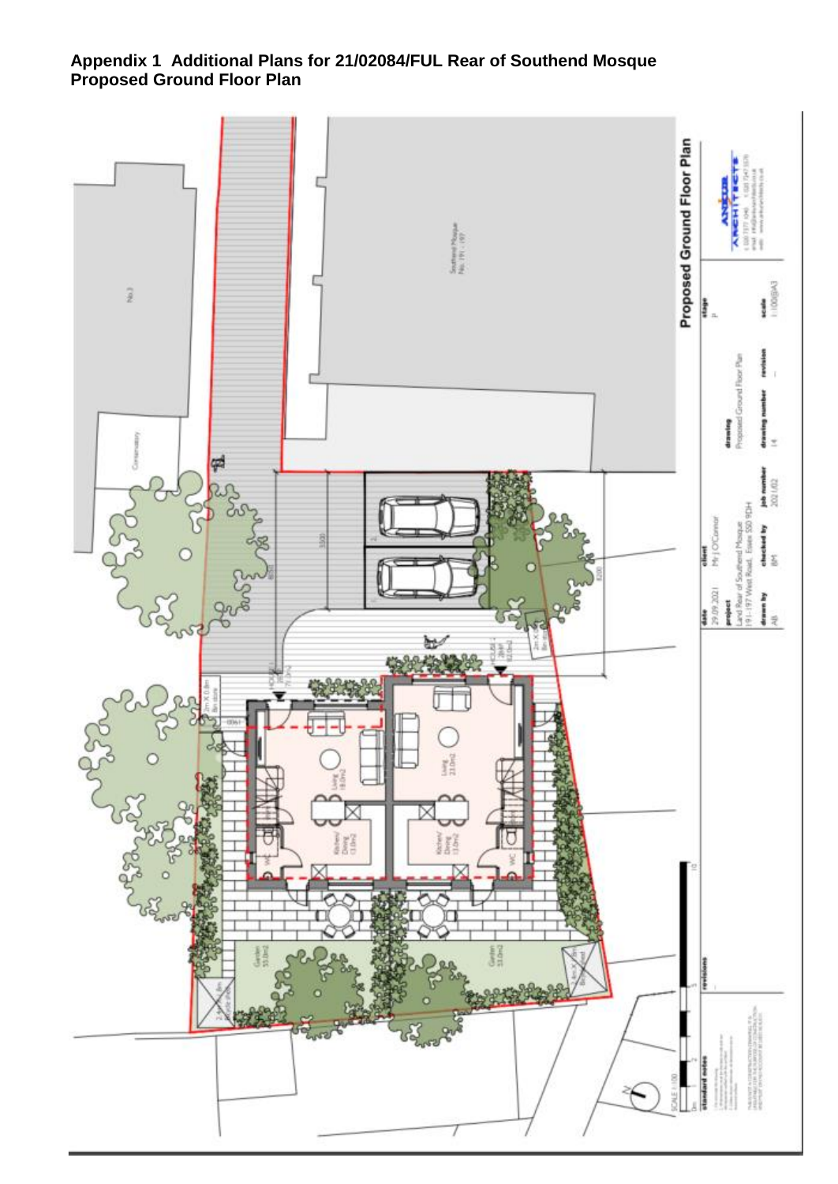**Appendix 1 Additional Plans for 21/02084/FUL Rear of Southend Mosque**
**Proposed Ground Floor Plan**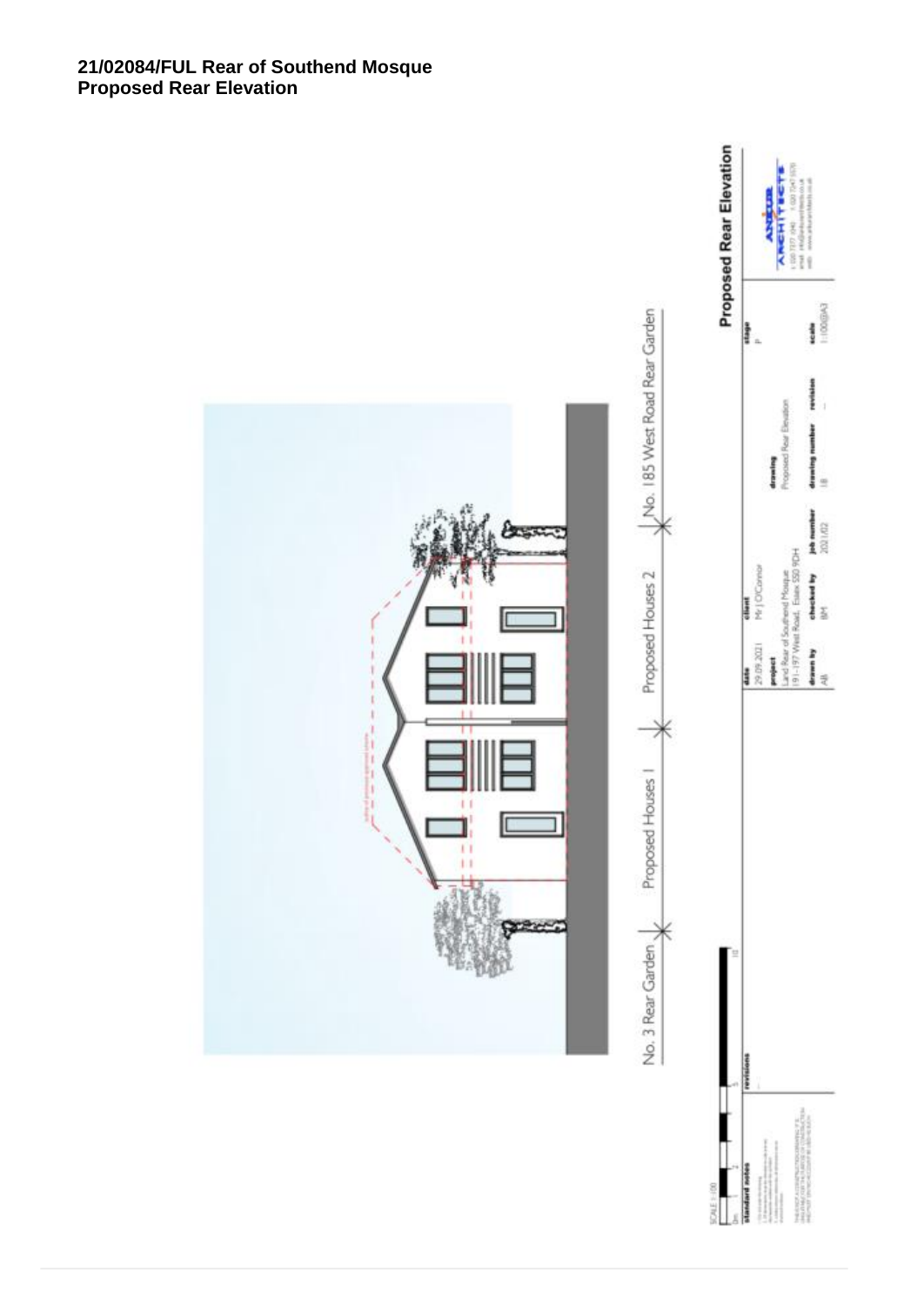**21/02084/FUL Rear of Southend Mosque**
**Proposed Rear Elevation**

No. 3 Rear Garden | Proposed Houses 1 | Proposed Houses 2 | No. 185 West Road Rear Garden

## Proposed Rear Elevation

| date | client | | stage |
|---|---|---|---|
| 29.09.2021 | Mr J O'Connor | | P |

**project**
Land Rear of Southend Mosque
191-197 West Road, Essex SS0 9DH

**drawing**
Proposed Rear Elevation

| drawn by | checked by | job number | drawing number | revision | scale |
|---|---|---|---|---|---|
| AB | BM | 2021/02 | 18 | - | 1:100@A3 |

SCALE 1:100

**standard notes**

**revisions**

ANKUR ARCHITECTS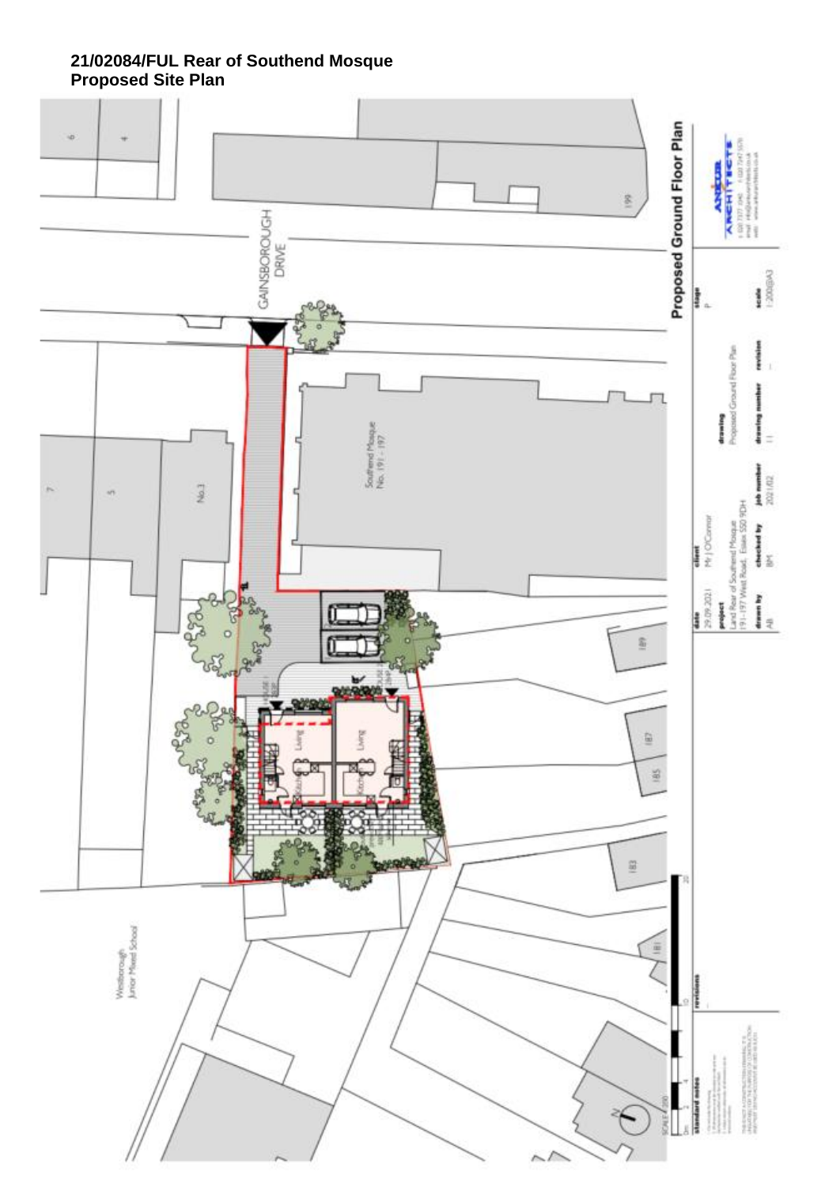**21/02084/FUL Rear of Southend Mosque**
**Proposed Site Plan**

Proposed Ground Floor Plan

GAINSBOROUGH DRIVE

Southend Mosque
No. 191 - 197

Westborough Junior Mixed School

6

4

199

7

5

No.3

189

187

185

183

181

Living

Living

Kitchen

Kitchen

ANKUR ARCHITECTS

date
29.09.2021

client
Mr J O'Connor

project
Land Rear of Southend Mosque
191-197 West Road, Essex SS0 9DH

drawing
Proposed Ground Floor Plan

stage
P

drawn by
AB

checked by
BM

job number
2021/02

drawing number
11

revision
-

scale
1:200@A3

standard notes

revisions

SCALE 1:200

0 2 4 6 8 10 20